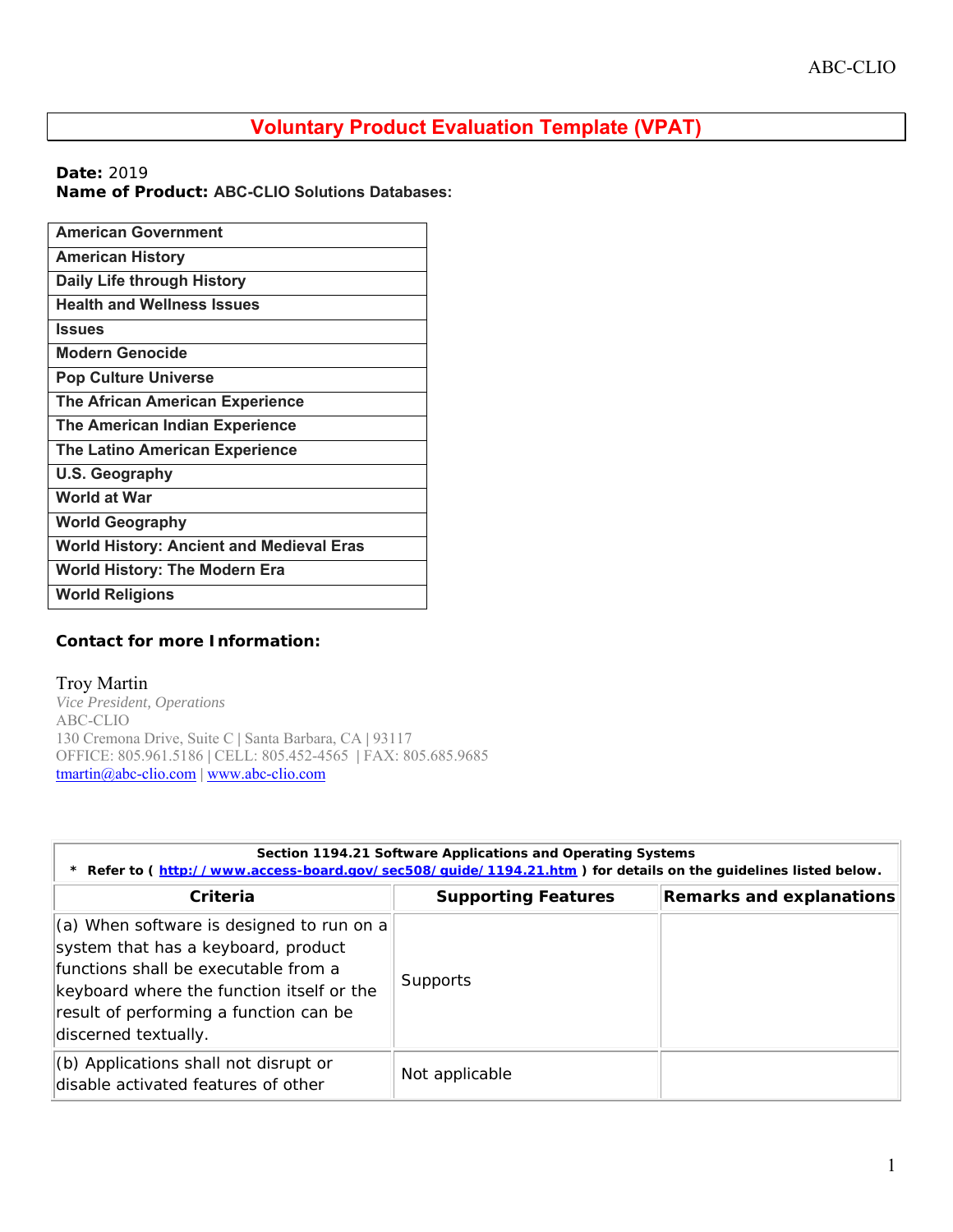# Voluntary Product Evaluation Template (VPAT)

**Date:** 2019
**Name of Product: ABC-CLIO Solutions Databases:**

| |
|---|
| **American Government** |
| **American History** |
| **Daily Life through History** |
| **Health and Wellness Issues** |
| **Issues** |
| **Modern Genocide** |
| **Pop Culture Universe** |
| **The African American Experience** |
| **The American Indian Experience** |
| **The Latino American Experience** |
| **U.S. Geography** |
| **World at War** |
| **World Geography** |
| **World History: Ancient and Medieval Eras** |
| **World History: The Modern Era** |
| **World Religions** |

**Contact for more Information:**

Troy Martin
*Vice President, Operations*
ABC-CLIO
130 Cremona Drive, Suite C | Santa Barbara, CA | 93117
OFFICE: 805.961.5186 | CELL: 805.452-4565 | FAX: 805.685.9685
tmartin@abc-clio.com | www.abc-clio.com

| **Section 1194.21 Software Applications and Operating Systems**<br>**\* Refer to ( http://www.access-board.gov/sec508/guide/1194.21.htm ) for details on the guidelines listed below.** | | |
|---|---|---|
| **Criteria** | **Supporting Features** | **Remarks and explanations** |
| (a) When software is designed to run on a system that has a keyboard, product functions shall be executable from a keyboard where the function itself or the result of performing a function can be discerned textually. | Supports | |
| (b) Applications shall not disrupt or disable activated features of other | Not applicable | |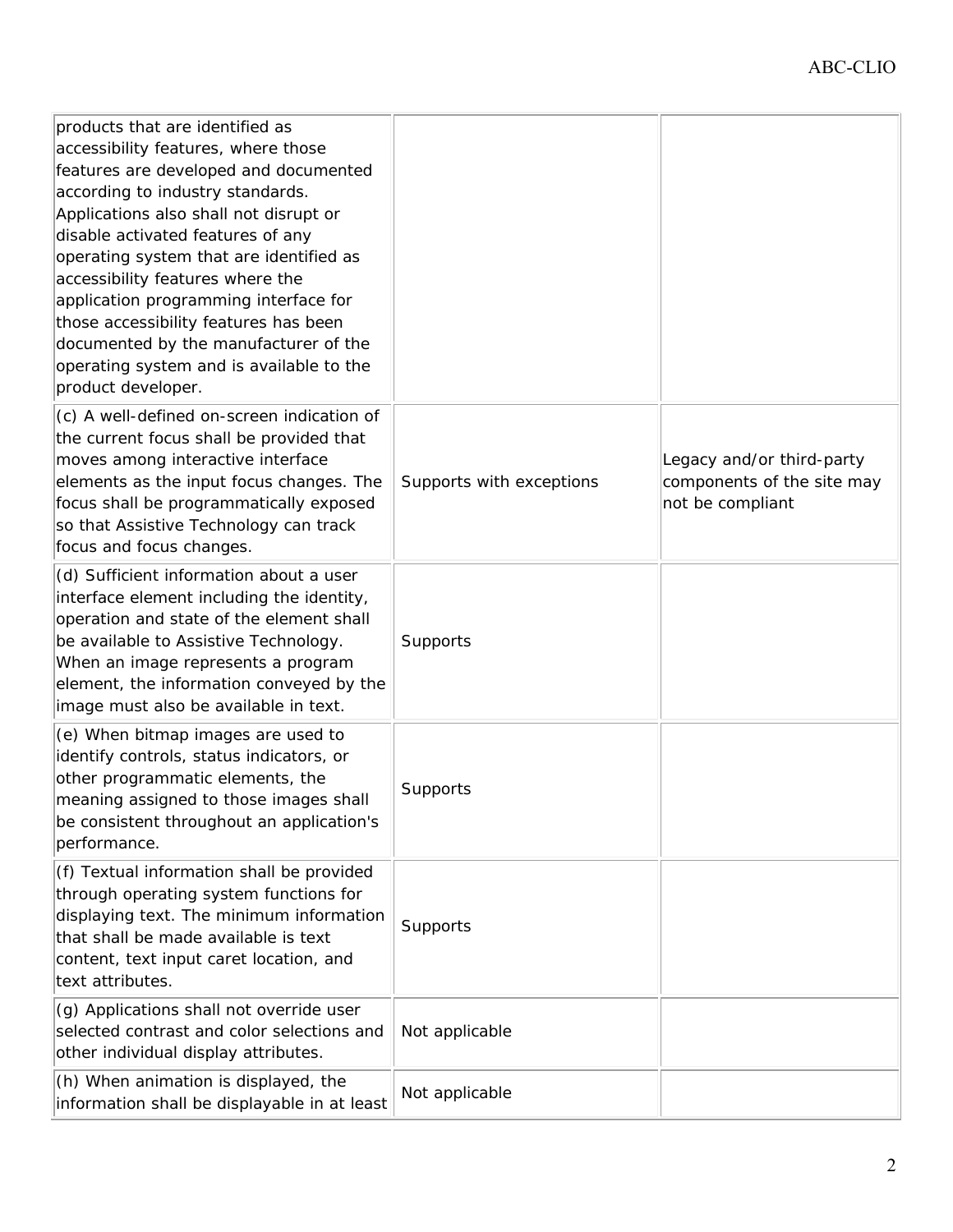| | | |
|---|---|---|
| products that are identified as accessibility features, where those features are developed and documented according to industry standards. Applications also shall not disrupt or disable activated features of any operating system that are identified as accessibility features where the application programming interface for those accessibility features has been documented by the manufacturer of the operating system and is available to the product developer. | | |
| (c) A well-defined on-screen indication of the current focus shall be provided that moves among interactive interface elements as the input focus changes. The focus shall be programmatically exposed so that Assistive Technology can track focus and focus changes. | Supports with exceptions | Legacy and/or third-party components of the site may not be compliant |
| (d) Sufficient information about a user interface element including the identity, operation and state of the element shall be available to Assistive Technology. When an image represents a program element, the information conveyed by the image must also be available in text. | Supports | |
| (e) When bitmap images are used to identify controls, status indicators, or other programmatic elements, the meaning assigned to those images shall be consistent throughout an application's performance. | Supports | |
| (f) Textual information shall be provided through operating system functions for displaying text. The minimum information that shall be made available is text content, text input caret location, and text attributes. | Supports | |
| (g) Applications shall not override user selected contrast and color selections and other individual display attributes. | Not applicable | |
| (h) When animation is displayed, the information shall be displayable in at least | Not applicable | |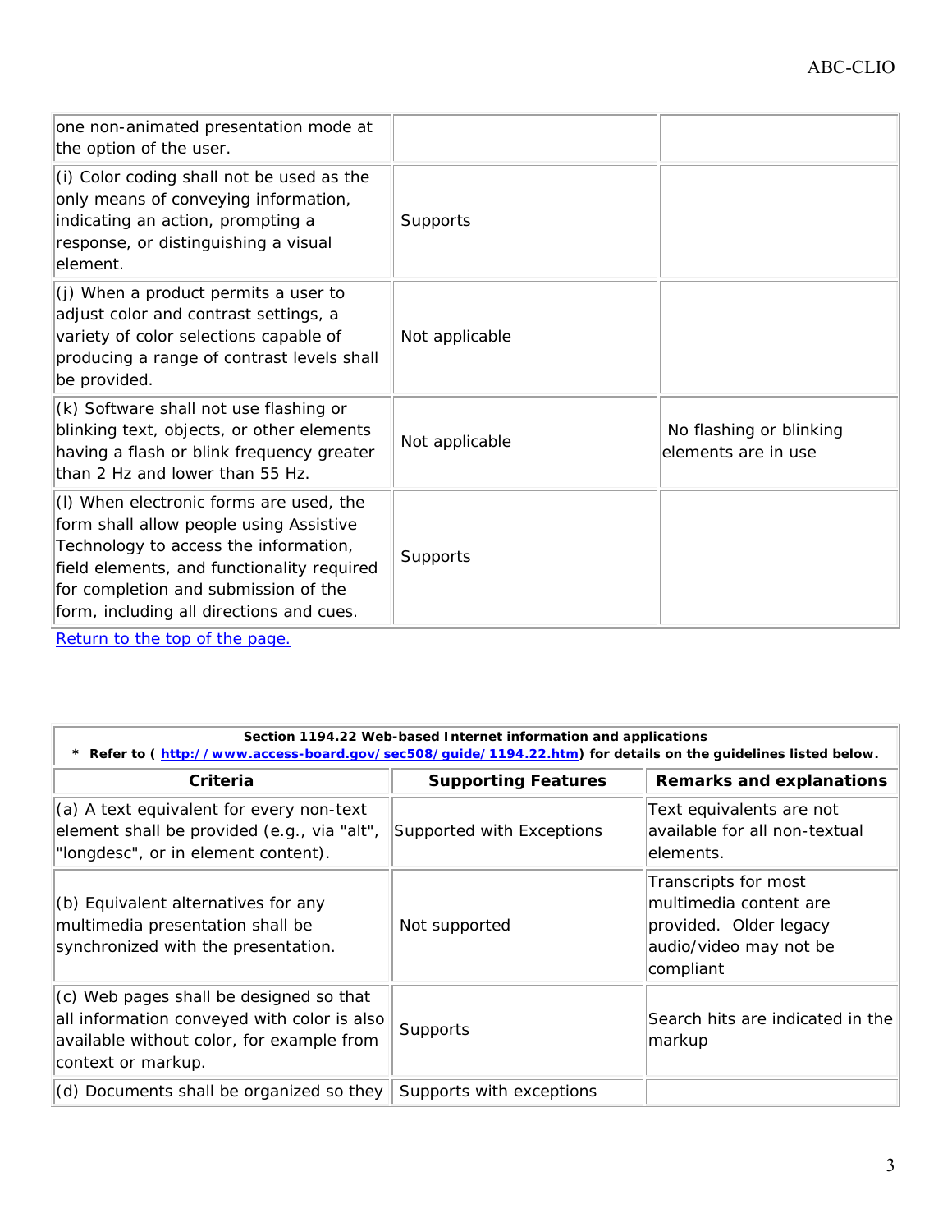| | | |
|---|---|---|
| one non-animated presentation mode at the option of the user. | | |
| (i) Color coding shall not be used as the only means of conveying information, indicating an action, prompting a response, or distinguishing a visual element. | Supports | |
| (j) When a product permits a user to adjust color and contrast settings, a variety of color selections capable of producing a range of contrast levels shall be provided. | Not applicable | |
| (k) Software shall not use flashing or blinking text, objects, or other elements having a flash or blink frequency greater than 2 Hz and lower than 55 Hz. | Not applicable | No flashing or blinking elements are in use |
| (l) When electronic forms are used, the form shall allow people using Assistive Technology to access the information, field elements, and functionality required for completion and submission of the form, including all directions and cues. | Supports | |

[Return to the top of the page.]()

**Section 1194.22 Web-based Internet information and applications**
**\* Refer to ( [http://www.access-board.gov/sec508/guide/1194.22.htm](http://www.access-board.gov/sec508/guide/1194.22.htm)) for details on the guidelines listed below.**

| Criteria | Supporting Features | Remarks and explanations |
|---|---|---|
| (a) A text equivalent for every non-text element shall be provided (e.g., via "alt", "longdesc", or in element content). | Supported with Exceptions | Text equivalents are not available for all non-textual elements. |
| (b) Equivalent alternatives for any multimedia presentation shall be synchronized with the presentation. | Not supported | Transcripts for most multimedia content are provided. Older legacy audio/video may not be compliant |
| (c) Web pages shall be designed so that all information conveyed with color is also available without color, for example from context or markup. | Supports | Search hits are indicated in the markup |
| (d) Documents shall be organized so they | Supports with exceptions | |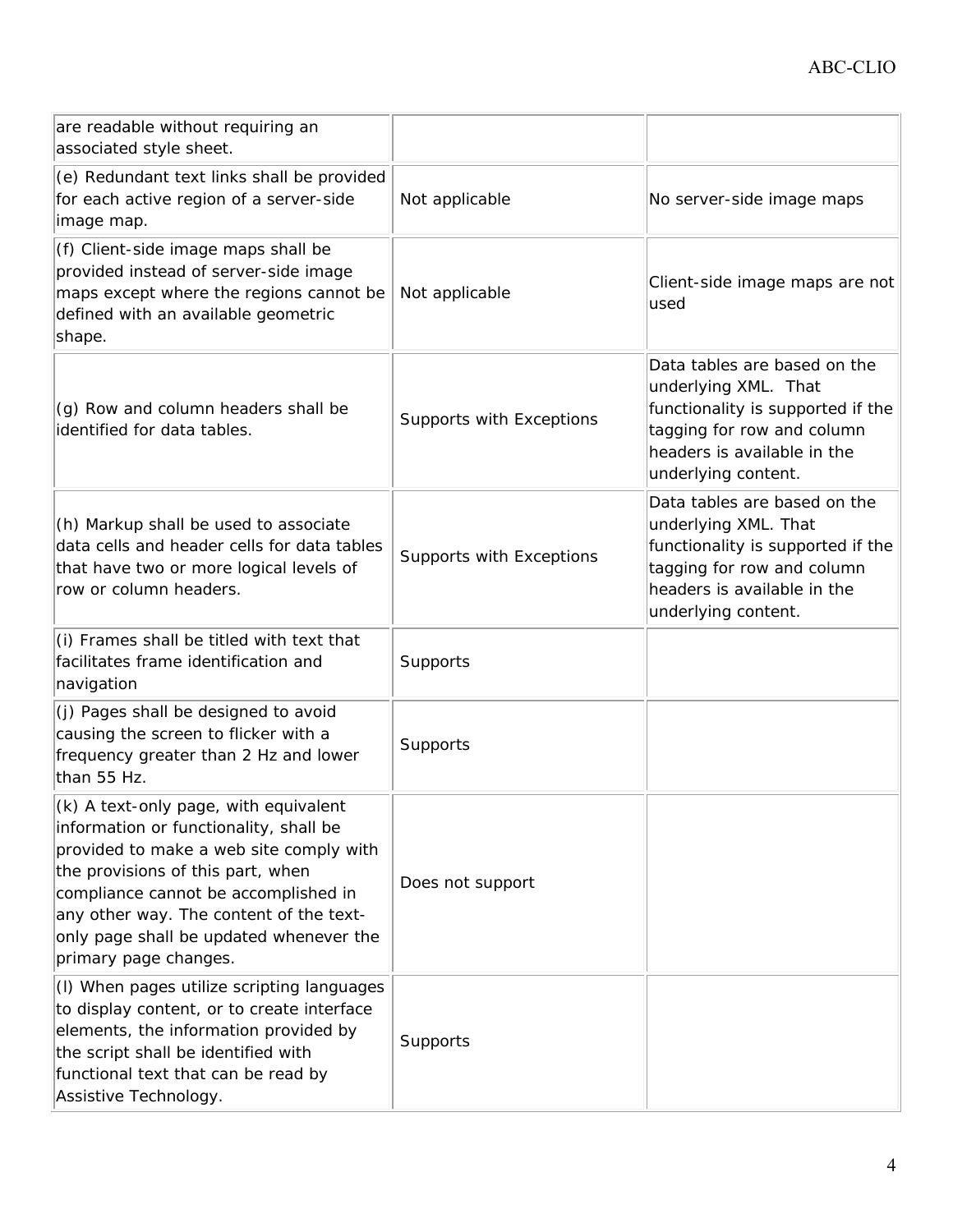| | | |
|---|---|---|
| are readable without requiring an associated style sheet. | | |
| (e) Redundant text links shall be provided for each active region of a server-side image map. | Not applicable | No server-side image maps |
| (f) Client-side image maps shall be provided instead of server-side image maps except where the regions cannot be defined with an available geometric shape. | Not applicable | Client-side image maps are not used |
| (g) Row and column headers shall be identified for data tables. | Supports with Exceptions | Data tables are based on the underlying XML. That functionality is supported if the tagging for row and column headers is available in the underlying content. |
| (h) Markup shall be used to associate data cells and header cells for data tables that have two or more logical levels of row or column headers. | Supports with Exceptions | Data tables are based on the underlying XML. That functionality is supported if the tagging for row and column headers is available in the underlying content. |
| (i) Frames shall be titled with text that facilitates frame identification and navigation | Supports | |
| (j) Pages shall be designed to avoid causing the screen to flicker with a frequency greater than 2 Hz and lower than 55 Hz. | Supports | |
| (k) A text-only page, with equivalent information or functionality, shall be provided to make a web site comply with the provisions of this part, when compliance cannot be accomplished in any other way. The content of the text-only page shall be updated whenever the primary page changes. | Does not support | |
| (l) When pages utilize scripting languages to display content, or to create interface elements, the information provided by the script shall be identified with functional text that can be read by Assistive Technology. | Supports | |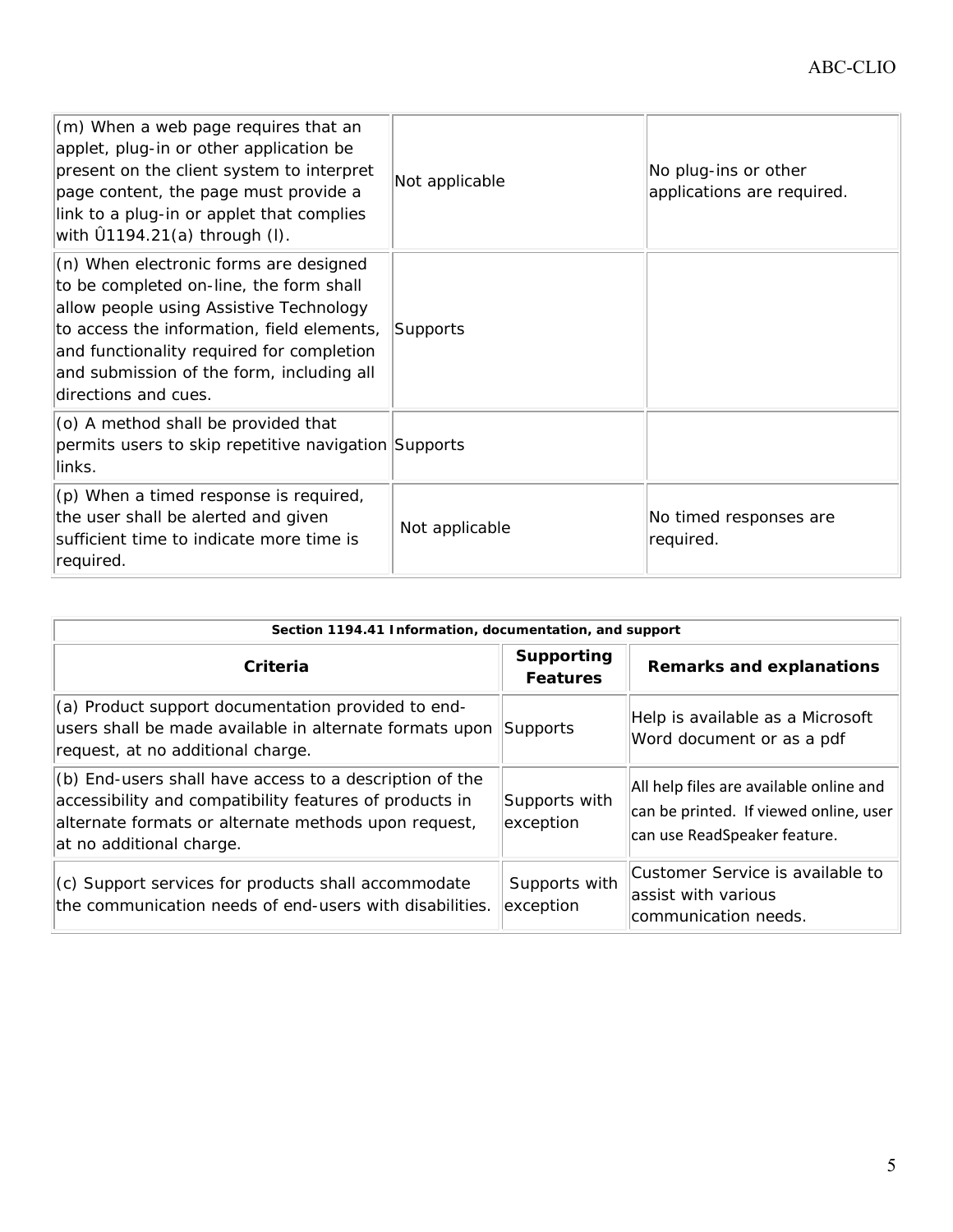| | | |
|---|---|---|
| (m) When a web page requires that an applet, plug-in or other application be present on the client system to interpret page content, the page must provide a link to a plug-in or applet that complies with Û1194.21(a) through (l). | Not applicable | No plug-ins or other applications are required. |
| (n) When electronic forms are designed to be completed on-line, the form shall allow people using Assistive Technology to access the information, field elements, and functionality required for completion and submission of the form, including all directions and cues. | Supports | |
| (o) A method shall be provided that permits users to skip repetitive navigation links. | Supports | |
| (p) When a timed response is required, the user shall be alerted and given sufficient time to indicate more time is required. | Not applicable | No timed responses are required. |

| Section 1194.41 Information, documentation, and support | | |
|---|---|---|
| **Criteria** | **Supporting Features** | **Remarks and explanations** |
| (a) Product support documentation provided to end-users shall be made available in alternate formats upon request, at no additional charge. | Supports | Help is available as a Microsoft Word document or as a pdf |
| (b) End-users shall have access to a description of the accessibility and compatibility features of products in alternate formats or alternate methods upon request, at no additional charge. | Supports with exception | All help files are available online and can be printed. If viewed online, user can use ReadSpeaker feature. |
| (c) Support services for products shall accommodate the communication needs of end-users with disabilities. | Supports with exception | Customer Service is available to assist with various communication needs. |